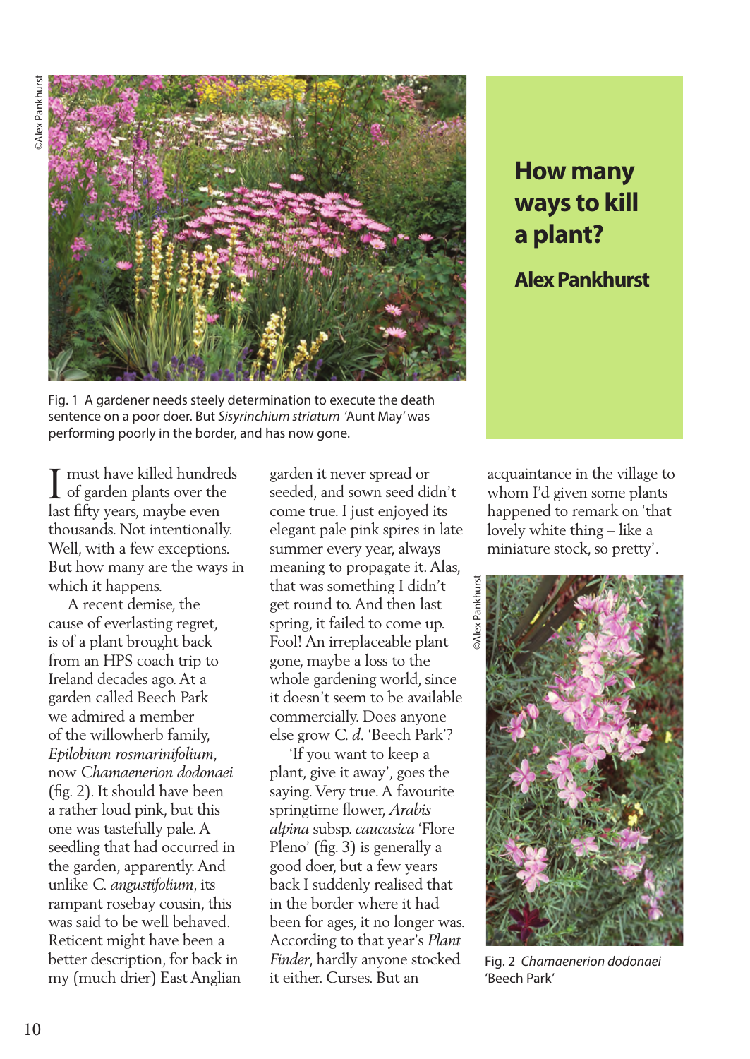# How many ways to kill a plant?

## Alex Pankhurst

Fig. 1 A gardener needs steely determination to execute the death sentence on a poor doer. But *Sisyrinchium striatum* 'Aunt May' was performing poorly in the border, and has now gone.

I must have killed hundreds of garden plants over the last fifty years, maybe even thousands. Not intentionally. Well, with a few exceptions. But how many are the ways in which it happens.

A recent demise, the cause of everlasting regret, is of a plant brought back from an HPS coach trip to Ireland decades ago. At a garden called Beech Park we admired a member of the willowherb family, *Epilobium rosmarinifolium*, now *Chamaenerion dodonaei* (fig. 2). It should have been a rather loud pink, but this one was tastefully pale. A seedling that had occurred in the garden, apparently. And unlike *C. angustifolium*, its rampant rosebay cousin, this was said to be well behaved. Reticent might have been a better description, for back in my (much drier) East Anglian garden it never spread or seeded, and sown seed didn't come true. I just enjoyed its elegant pale pink spires in late summer every year, always meaning to propagate it. Alas, that was something I didn't get round to. And then last spring, it failed to come up. Fool! An irreplaceable plant gone, maybe a loss to the whole gardening world, since it doesn't seem to be available commercially. Does anyone else grow *C. d.* 'Beech Park'?

'If you want to keep a plant, give it away', goes the saying. Very true. A favourite springtime flower, *Arabis alpina* subsp. *caucasica* 'Flore Pleno' (fig. 3) is generally a good doer, but a few years back I suddenly realised that in the border where it had been for ages, it no longer was. According to that year's *Plant Finder*, hardly anyone stocked it either. Curses. But an acquaintance in the village to whom I'd given some plants happened to remark on 'that lovely white thing – like a miniature stock, so pretty'.

Fig. 2 *Chamaenerion dodonaei* 'Beech Park'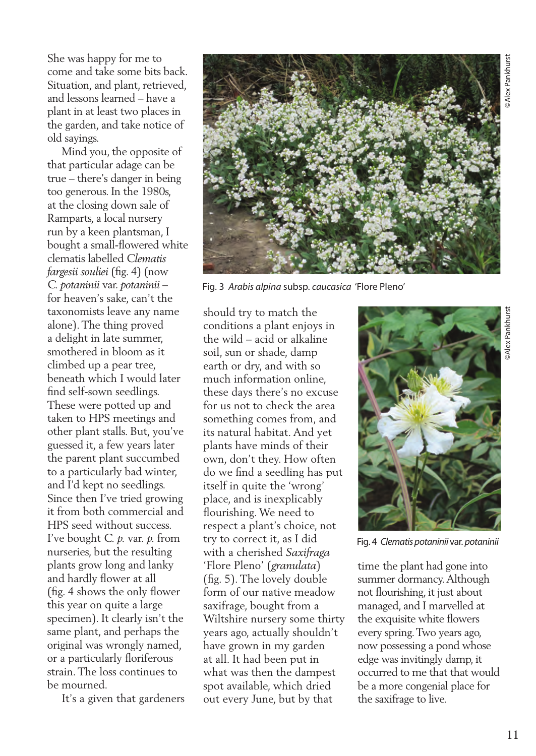She was happy for me to come and take some bits back. Situation, and plant, retrieved, and lessons learned – have a plant in at least two places in the garden, and take notice of old sayings.

Mind you, the opposite of that particular adage can be true – there's danger in being too generous. In the 1980s, at the closing down sale of Ramparts, a local nursery run by a keen plantsman, I bought a small-flowered white clematis labelled *Clematis fargesii souliei* (fig. 4) (now *C. potaninii* var. *potaninii* – for heaven's sake, can't the taxonomists leave any name alone). The thing proved a delight in late summer, smothered in bloom as it climbed up a pear tree, beneath which I would later find self-sown seedlings. These were potted up and taken to HPS meetings and other plant stalls. But, you've guessed it, a few years later the parent plant succumbed to a particularly bad winter, and I'd kept no seedlings. Since then I've tried growing it from both commercial and HPS seed without success. I've bought *C. p.* var. *p.* from nurseries, but the resulting plants grow long and lanky and hardly flower at all (fig. 4 shows the only flower this year on quite a large specimen). It clearly isn't the same plant, and perhaps the original was wrongly named, or a particularly floriferous strain. The loss continues to be mourned.

It's a given that gardeners should try to match the conditions a plant enjoys in the wild – acid or alkaline soil, sun or shade, damp earth or dry, and with so much information online, these days there's no excuse for us not to check the area something comes from, and its natural habitat. And yet plants have minds of their own, don't they. How often do we find a seedling has put itself in quite the 'wrong' place, and is inexplicably flourishing. We need to respect a plant's choice, not try to correct it, as I did with a cherished *Saxifraga* 'Flore Pleno' (*granulata*) (fig. 5). The lovely double form of our native meadow saxifrage, bought from a Wiltshire nursery some thirty years ago, actually shouldn't have grown in my garden at all. It had been put in what was then the dampest spot available, which dried out every June, but by that time the plant had gone into summer dormancy. Although not flourishing, it just about managed, and I marvelled at the exquisite white flowers every spring. Two years ago, now possessing a pond whose edge was invitingly damp, it occurred to me that that would be a more congenial place for the saxifrage to live.

©Alex Pankhurst

Fig. 3 *Arabis alpina* subsp. *caucasica* 'Flore Pleno'

©Alex Pankhurst

Fig. 4 *Clematis potaninii* var. *potaninii*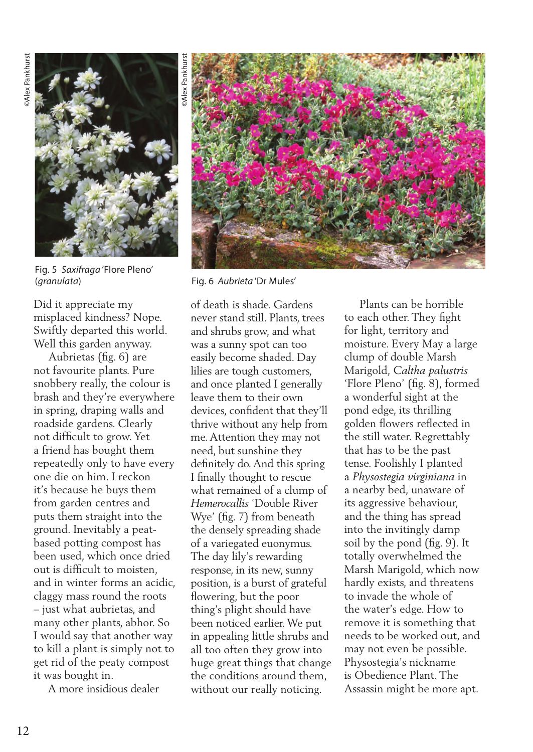Fig. 5 *Saxifraga* 'Flore Pleno' (*granulata*)

Fig. 6 *Aubrieta* 'Dr Mules'

Did it appreciate my misplaced kindness? Nope. Swiftly departed this world. Well this garden anyway.

Aubrietas (fig. 6) are not favourite plants. Pure snobbery really, the colour is brash and they're everywhere in spring, draping walls and roadside gardens. Clearly not difficult to grow. Yet a friend has bought them repeatedly only to have every one die on him. I reckon it's because he buys them from garden centres and puts them straight into the ground. Inevitably a peat-based potting compost has been used, which once dried out is difficult to moisten, and in winter forms an acidic, claggy mass round the roots – just what aubrietas, and many other plants, abhor. So I would say that another way to kill a plant is simply not to get rid of the peaty compost it was bought in.

A more insidious dealer of death is shade. Gardens never stand still. Plants, trees and shrubs grow, and what was a sunny spot can too easily become shaded. Day lilies are tough customers, and once planted I generally leave them to their own devices, confident that they'll thrive without any help from me. Attention they may not need, but sunshine they definitely do. And this spring I finally thought to rescue what remained of a clump of *Hemerocallis* 'Double River Wye' (fig. 7) from beneath the densely spreading shade of a variegated euonymus. The day lily's rewarding response, in its new, sunny position, is a burst of grateful flowering, but the poor thing's plight should have been noticed earlier. We put in appealing little shrubs and all too often they grow into huge great things that change the conditions around them, without our really noticing.

Plants can be horrible to each other. They fight for light, territory and moisture. Every May a large clump of double Marsh Marigold, *Caltha palustris* 'Flore Pleno' (fig. 8), formed a wonderful sight at the pond edge, its thrilling golden flowers reflected in the still water. Regrettably that has to be the past tense. Foolishly I planted a *Physostegia virginiana* in a nearby bed, unaware of its aggressive behaviour, and the thing has spread into the invitingly damp soil by the pond (fig. 9). It totally overwhelmed the Marsh Marigold, which now hardly exists, and threatens to invade the whole of the water's edge. How to remove it is something that needs to be worked out, and may not even be possible. Physostegia's nickname is Obedience Plant. The Assassin might be more apt.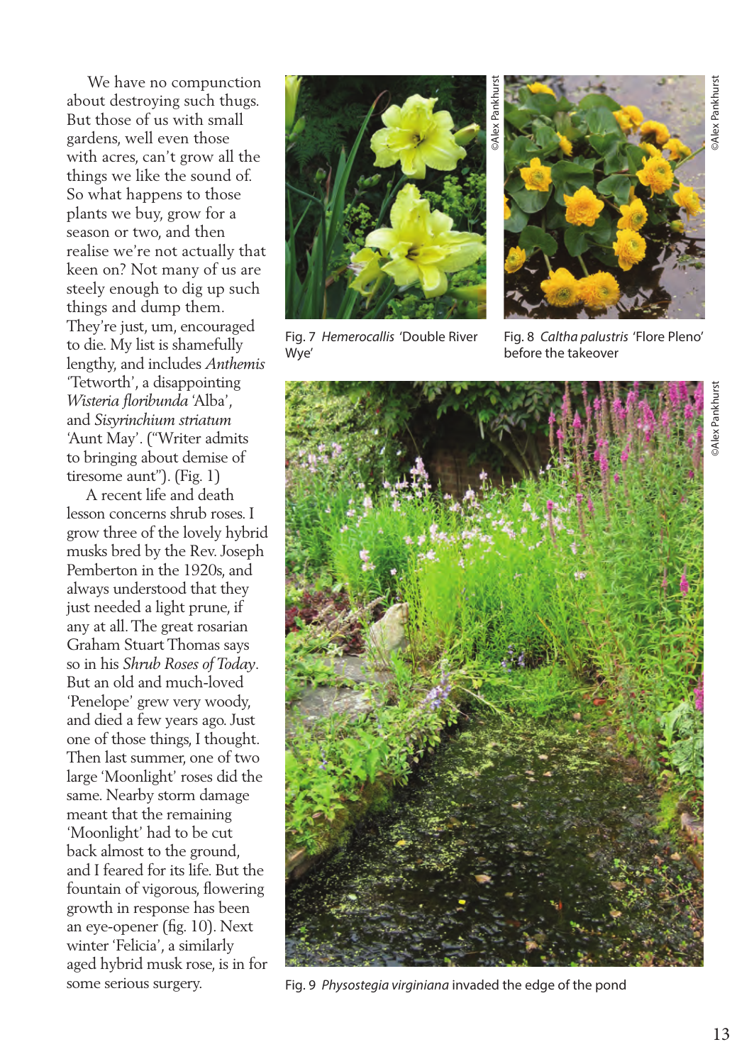We have no compunction about destroying such thugs. But those of us with small gardens, well even those with acres, can't grow all the things we like the sound of. So what happens to those plants we buy, grow for a season or two, and then realise we're not actually that keen on? Not many of us are steely enough to dig up such things and dump them. They're just, um, encouraged to die. My list is shamefully lengthy, and includes *Anthemis* 'Tetworth', a disappointing *Wisteria floribunda* 'Alba', and *Sisyrinchium striatum* 'Aunt May'. ("Writer admits to bringing about demise of tiresome aunt"). (Fig. 1)

A recent life and death lesson concerns shrub roses. I grow three of the lovely hybrid musks bred by the Rev. Joseph Pemberton in the 1920s, and always understood that they just needed a light prune, if any at all. The great rosarian Graham Stuart Thomas says so in his *Shrub Roses of Today*. But an old and much-loved 'Penelope' grew very woody, and died a few years ago. Just one of those things, I thought. Then last summer, one of two large 'Moonlight' roses did the same. Nearby storm damage meant that the remaining 'Moonlight' had to be cut back almost to the ground, and I feared for its life. But the fountain of vigorous, flowering growth in response has been an eye-opener (fig. 10). Next winter 'Felicia', a similarly aged hybrid musk rose, is in for some serious surgery.

©Alex Pankhurst

Fig. 7 *Hemerocallis* 'Double River Wye'

©Alex Pankhurst

Fig. 8 *Caltha palustris* 'Flore Pleno' before the takeover

©Alex Pankhurst

Fig. 9 *Physostegia virginiana* invaded the edge of the pond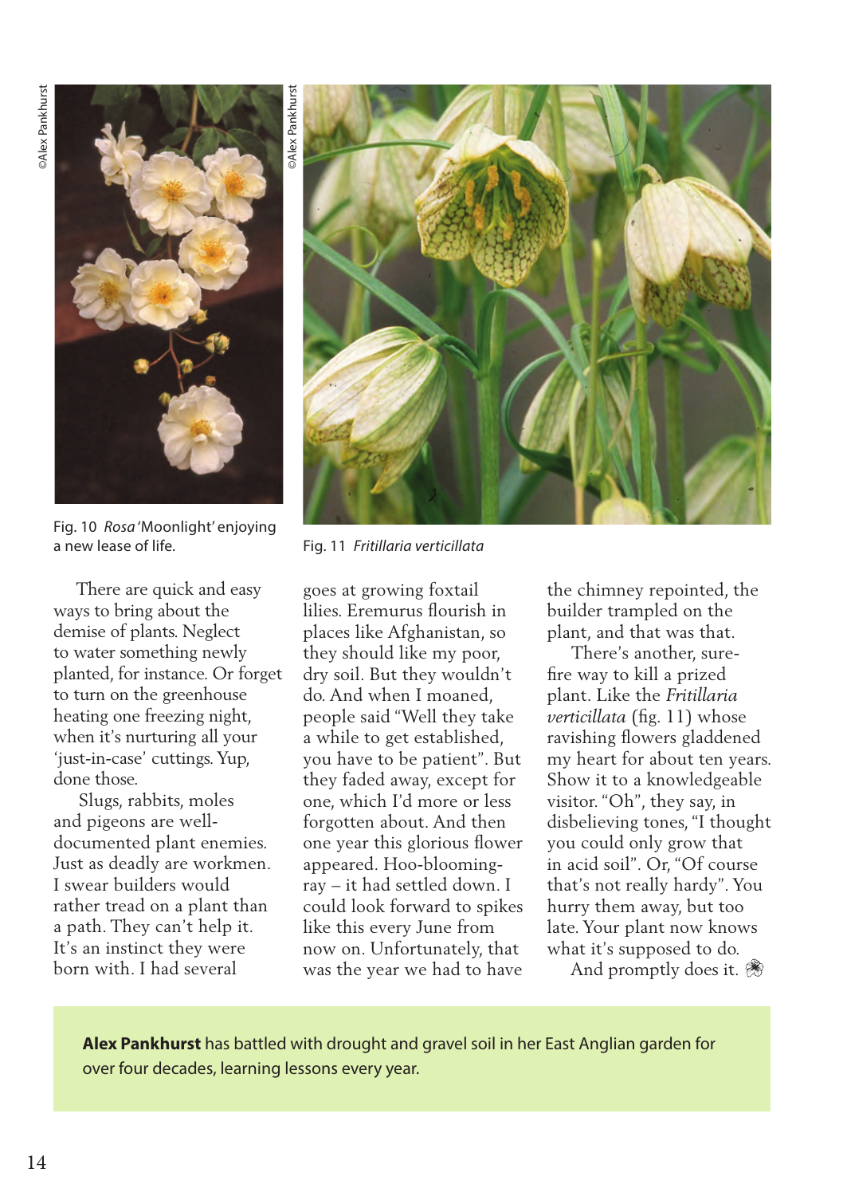Fig. 10 *Rosa* 'Moonlight' enjoying a new lease of life.

Fig. 11 *Fritillaria verticillata*

There are quick and easy ways to bring about the demise of plants. Neglect to water something newly planted, for instance. Or forget to turn on the greenhouse heating one freezing night, when it's nurturing all your 'just-in-case' cuttings. Yup, done those.

Slugs, rabbits, moles and pigeons are well-documented plant enemies. Just as deadly are workmen. I swear builders would rather tread on a plant than a path. They can't help it. It's an instinct they were born with. I had several goes at growing foxtail lilies. Eremurus flourish in places like Afghanistan, so they should like my poor, dry soil. But they wouldn't do. And when I moaned, people said "Well they take a while to get established, you have to be patient". But they faded away, except for one, which I'd more or less forgotten about. And then one year this glorious flower appeared. Hoo-blooming-ray – it had settled down. I could look forward to spikes like this every June from now on. Unfortunately, that was the year we had to have the chimney repointed, the builder trampled on the plant, and that was that.

There's another, sure-fire way to kill a prized plant. Like the *Fritillaria verticillata* (fig. 11) whose ravishing flowers gladdened my heart for about ten years. Show it to a knowledgeable visitor. "Oh", they say, in disbelieving tones, "I thought you could only grow that in acid soil". Or, "Of course that's not really hardy". You hurry them away, but too late. Your plant now knows what it's supposed to do.

And promptly does it.

**Alex Pankhurst** has battled with drought and gravel soil in her East Anglian garden for over four decades, learning lessons every year.